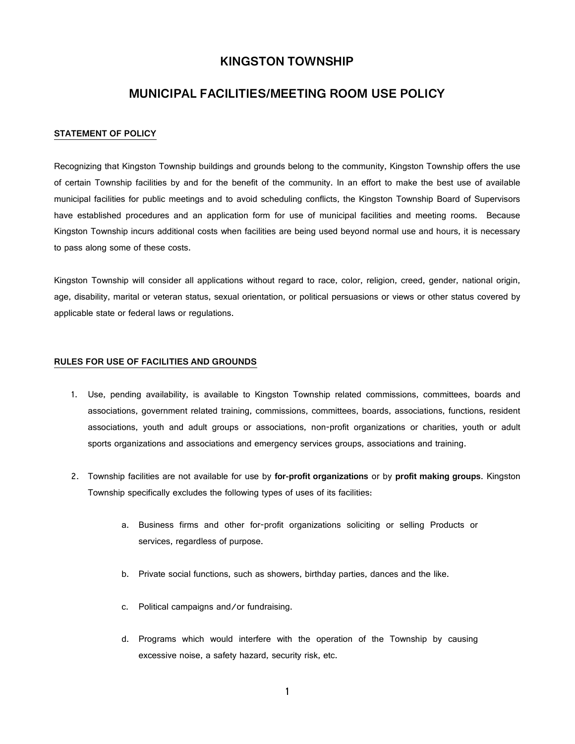# KINGSTON TOWNSHIP

# MUNICIPAL FACILITIES/MEETING ROOM USE POLICY

## STATEMENT OF POLICY

Recognizing that Kingston Township buildings and grounds belong to the community, Kingston Township offers the use of certain Township facilities by and for the benefit of the community. In an effort to make the best use of available municipal facilities for public meetings and to avoid scheduling conflicts, the Kingston Township Board of Supervisors have established procedures and an application form for use of municipal facilities and meeting rooms. Because Kingston Township incurs additional costs when facilities are being used beyond normal use and hours, it is necessary to pass along some of these costs.

Kingston Township will consider all applications without regard to race, color, religion, creed, gender, national origin, age, disability, marital or veteran status, sexual orientation, or political persuasions or views or other status covered by applicable state or federal laws or regulations.

## RULES FOR USE OF FACILITIES AND GROUNDS

1. Use, pending availability, is available to Kingston Township related commissions, committees, boards and associations, government related training, commissions, committees, boards, associations, functions, resident associations, youth and adult groups or associations, non-profit organizations or charities, youth or adult sports organizations and associations and emergency services groups, associations and training.

2. Township facilities are not available for use by **for-profit organizations** or by **profit making groups**. Kingston Township specifically excludes the following types of uses of its facilities:

   a. Business firms and other for-profit organizations soliciting or selling Products or services, regardless of purpose.

   b. Private social functions, such as showers, birthday parties, dances and the like.

   c. Political campaigns and/or fundraising.

   d. Programs which would interfere with the operation of the Township by causing excessive noise, a safety hazard, security risk, etc.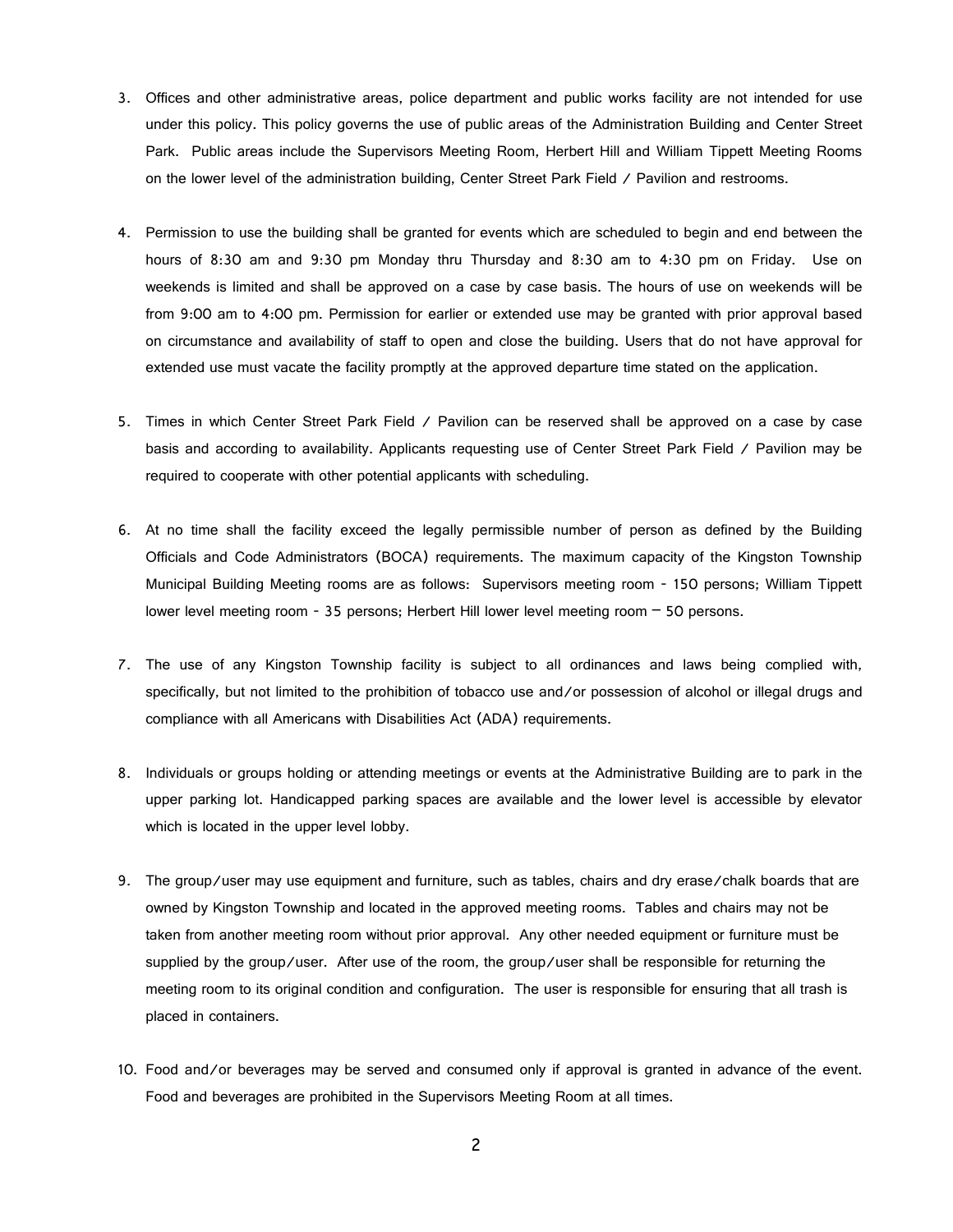3. Offices and other administrative areas, police department and public works facility are not intended for use under this policy. This policy governs the use of public areas of the Administration Building and Center Street Park. Public areas include the Supervisors Meeting Room, Herbert Hill and William Tippett Meeting Rooms on the lower level of the administration building, Center Street Park Field / Pavilion and restrooms.

4. Permission to use the building shall be granted for events which are scheduled to begin and end between the hours of 8:30 am and 9:30 pm Monday thru Thursday and 8:30 am to 4:30 pm on Friday. Use on weekends is limited and shall be approved on a case by case basis. The hours of use on weekends will be from 9:00 am to 4:00 pm. Permission for earlier or extended use may be granted with prior approval based on circumstance and availability of staff to open and close the building. Users that do not have approval for extended use must vacate the facility promptly at the approved departure time stated on the application.

5. Times in which Center Street Park Field / Pavilion can be reserved shall be approved on a case by case basis and according to availability. Applicants requesting use of Center Street Park Field / Pavilion may be required to cooperate with other potential applicants with scheduling.

6. At no time shall the facility exceed the legally permissible number of person as defined by the Building Officials and Code Administrators (BOCA) requirements. The maximum capacity of the Kingston Township Municipal Building Meeting rooms are as follows: Supervisors meeting room - 150 persons; William Tippett lower level meeting room - 35 persons; Herbert Hill lower level meeting room – 50 persons.

7. The use of any Kingston Township facility is subject to all ordinances and laws being complied with, specifically, but not limited to the prohibition of tobacco use and/or possession of alcohol or illegal drugs and compliance with all Americans with Disabilities Act (ADA) requirements.

8. Individuals or groups holding or attending meetings or events at the Administrative Building are to park in the upper parking lot. Handicapped parking spaces are available and the lower level is accessible by elevator which is located in the upper level lobby.

9. The group/user may use equipment and furniture, such as tables, chairs and dry erase/chalk boards that are owned by Kingston Township and located in the approved meeting rooms. Tables and chairs may not be taken from another meeting room without prior approval. Any other needed equipment or furniture must be supplied by the group/user. After use of the room, the group/user shall be responsible for returning the meeting room to its original condition and configuration. The user is responsible for ensuring that all trash is placed in containers.

10. Food and/or beverages may be served and consumed only if approval is granted in advance of the event. Food and beverages are prohibited in the Supervisors Meeting Room at all times.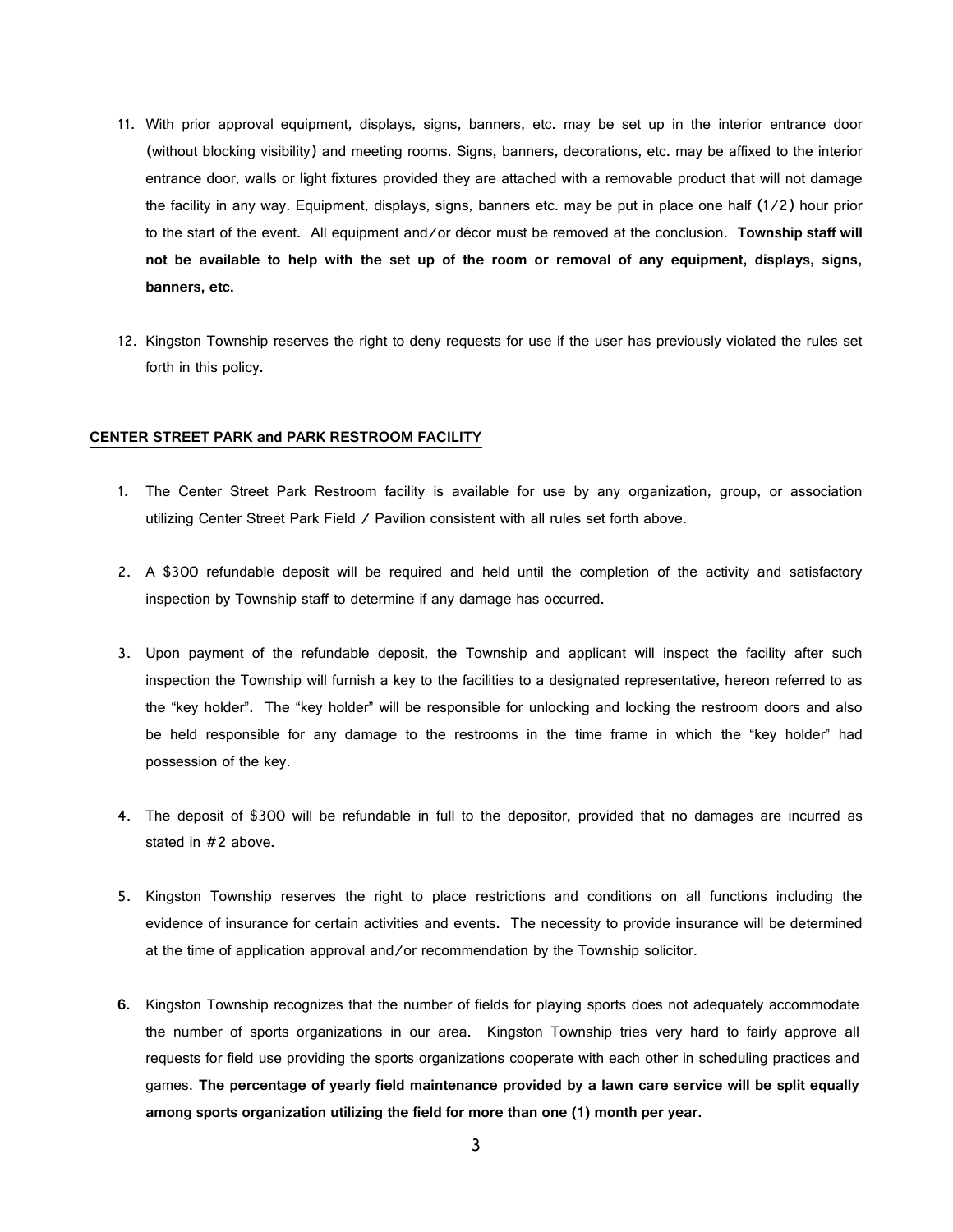11. With prior approval equipment, displays, signs, banners, etc. may be set up in the interior entrance door (without blocking visibility) and meeting rooms. Signs, banners, decorations, etc. may be affixed to the interior entrance door, walls or light fixtures provided they are attached with a removable product that will not damage the facility in any way. Equipment, displays, signs, banners etc. may be put in place one half (1/2) hour prior to the start of the event. All equipment and/or décor must be removed at the conclusion. **Township staff will not be available to help with the set up of the room or removal of any equipment, displays, signs, banners, etc.**

12. Kingston Township reserves the right to deny requests for use if the user has previously violated the rules set forth in this policy.

**CENTER STREET PARK and PARK RESTROOM FACILITY**

1. The Center Street Park Restroom facility is available for use by any organization, group, or association utilizing Center Street Park Field / Pavilion consistent with all rules set forth above.

2. A $300 refundable deposit will be required and held until the completion of the activity and satisfactory inspection by Township staff to determine if any damage has occurred.

3. Upon payment of the refundable deposit, the Township and applicant will inspect the facility after such inspection the Township will furnish a key to the facilities to a designated representative, hereon referred to as the "key holder". The "key holder" will be responsible for unlocking and locking the restroom doors and also be held responsible for any damage to the restrooms in the time frame in which the "key holder" had possession of the key.

4. The deposit of $300 will be refundable in full to the depositor, provided that no damages are incurred as stated in #2 above.

5. Kingston Township reserves the right to place restrictions and conditions on all functions including the evidence of insurance for certain activities and events. The necessity to provide insurance will be determined at the time of application approval and/or recommendation by the Township solicitor.

6. Kingston Township recognizes that the number of fields for playing sports does not adequately accommodate the number of sports organizations in our area. Kingston Township tries very hard to fairly approve all requests for field use providing the sports organizations cooperate with each other in scheduling practices and games. **The percentage of yearly field maintenance provided by a lawn care service will be split equally among sports organization utilizing the field for more than one (1) month per year.**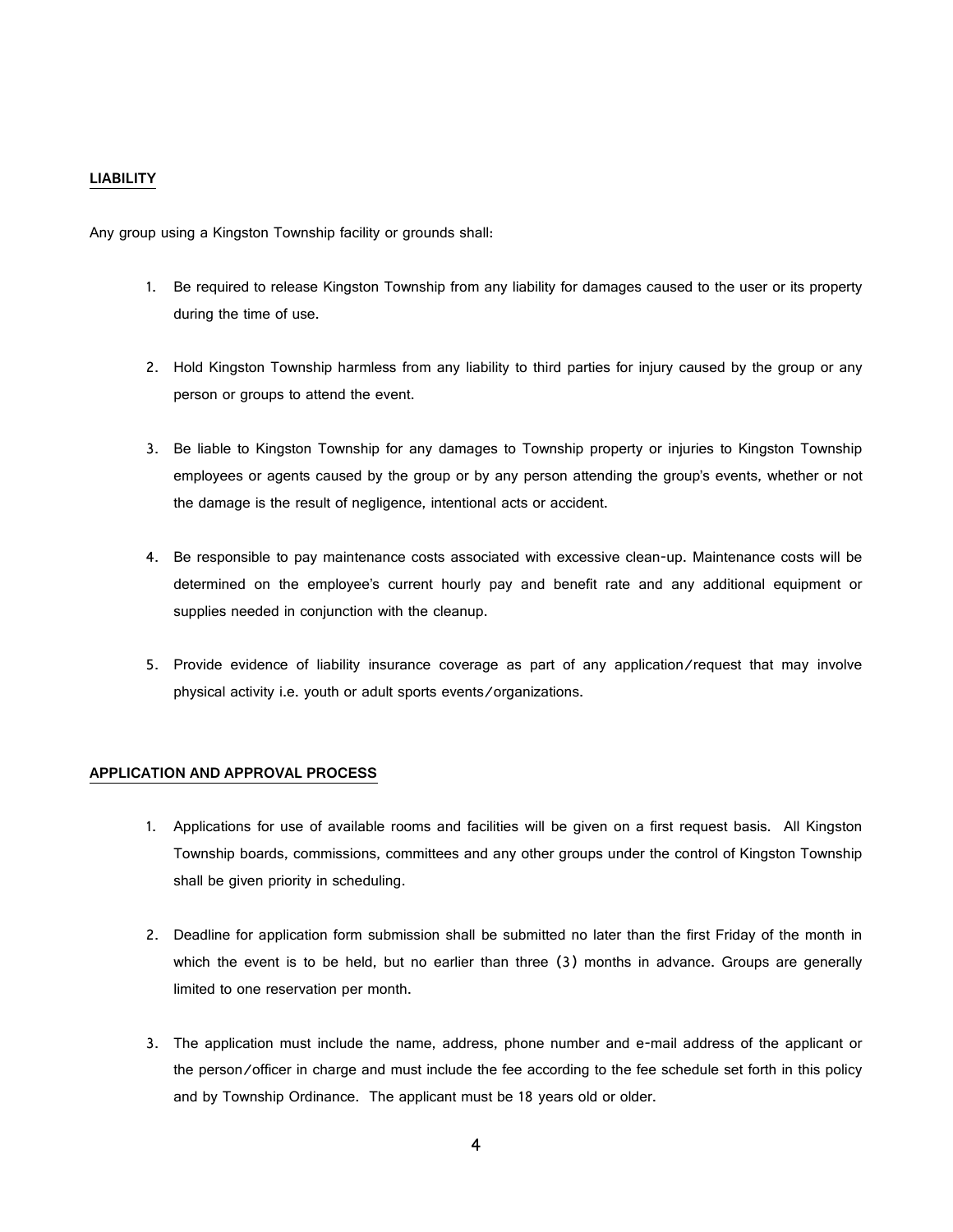## LIABILITY

Any group using a Kingston Township facility or grounds shall:

1. Be required to release Kingston Township from any liability for damages caused to the user or its property during the time of use.

2. Hold Kingston Township harmless from any liability to third parties for injury caused by the group or any person or groups to attend the event.

3. Be liable to Kingston Township for any damages to Township property or injuries to Kingston Township employees or agents caused by the group or by any person attending the group's events, whether or not the damage is the result of negligence, intentional acts or accident.

4. Be responsible to pay maintenance costs associated with excessive clean-up. Maintenance costs will be determined on the employee's current hourly pay and benefit rate and any additional equipment or supplies needed in conjunction with the cleanup.

5. Provide evidence of liability insurance coverage as part of any application/request that may involve physical activity i.e. youth or adult sports events/organizations.

## APPLICATION AND APPROVAL PROCESS

1. Applications for use of available rooms and facilities will be given on a first request basis. All Kingston Township boards, commissions, committees and any other groups under the control of Kingston Township shall be given priority in scheduling.

2. Deadline for application form submission shall be submitted no later than the first Friday of the month in which the event is to be held, but no earlier than three (3) months in advance. Groups are generally limited to one reservation per month.

3. The application must include the name, address, phone number and e-mail address of the applicant or the person/officer in charge and must include the fee according to the fee schedule set forth in this policy and by Township Ordinance. The applicant must be 18 years old or older.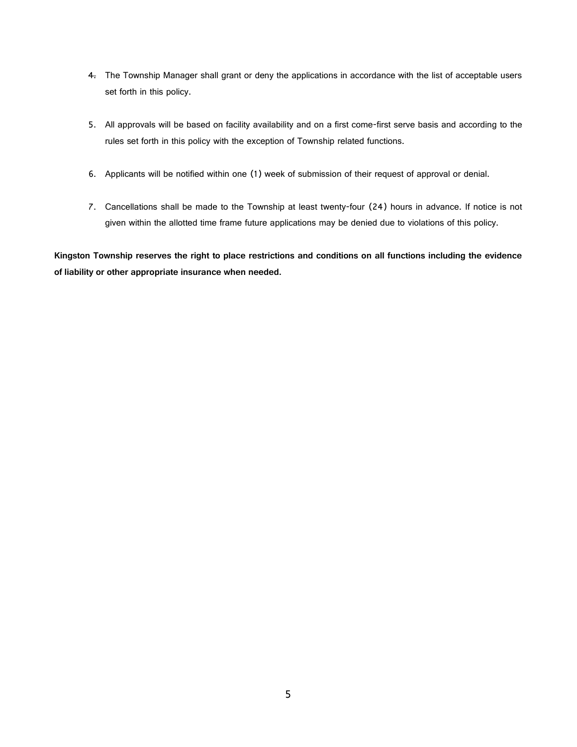4. The Township Manager shall grant or deny the applications in accordance with the list of acceptable users set forth in this policy.

5. All approvals will be based on facility availability and on a first come-first serve basis and according to the rules set forth in this policy with the exception of Township related functions.

6. Applicants will be notified within one (1) week of submission of their request of approval or denial.

7. Cancellations shall be made to the Township at least twenty-four (24) hours in advance. If notice is not given within the allotted time frame future applications may be denied due to violations of this policy.

**Kingston Township reserves the right to place restrictions and conditions on all functions including the evidence of liability or other appropriate insurance when needed.**